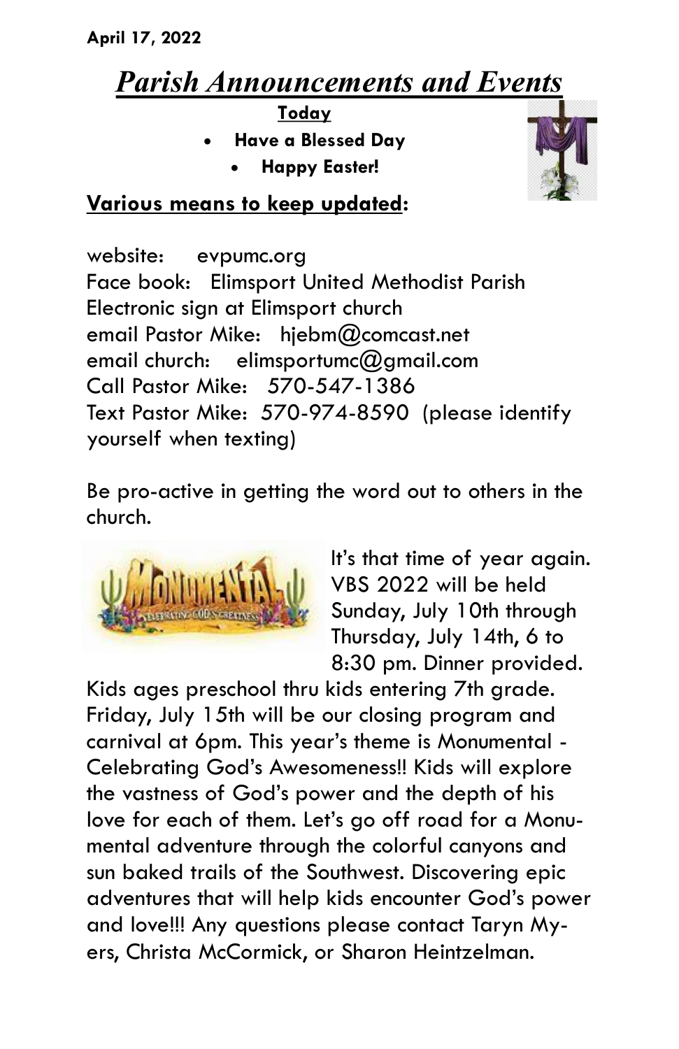**April 17, 2022**

# ***Parish Announcements and Events***

**Today**

- **Have a Blessed Day**
- **Happy Easter!**

**Various means to keep updated:**

website: evpumc.org
Face book: Elimsport United Methodist Parish
Electronic sign at Elimsport church
email Pastor Mike: hjebm@comcast.net
email church: elimsportumc@gmail.com
Call Pastor Mike: 570-547-1386
Text Pastor Mike: 570-974-8590 (please identify yourself when texting)

Be pro-active in getting the word out to others in the church.

It's that time of year again. VBS 2022 will be held Sunday, July 10th through Thursday, July 14th, 6 to 8:30 pm. Dinner provided. Kids ages preschool thru kids entering 7th grade. Friday, July 15th will be our closing program and carnival at 6pm. This year's theme is Monumental - Celebrating God's Awesomeness!! Kids will explore the vastness of God's power and the depth of his love for each of them. Let's go off road for a Monumental adventure through the colorful canyons and sun baked trails of the Southwest. Discovering epic adventures that will help kids encounter God's power and love!!! Any questions please contact Taryn Myers, Christa McCormick, or Sharon Heintzelman.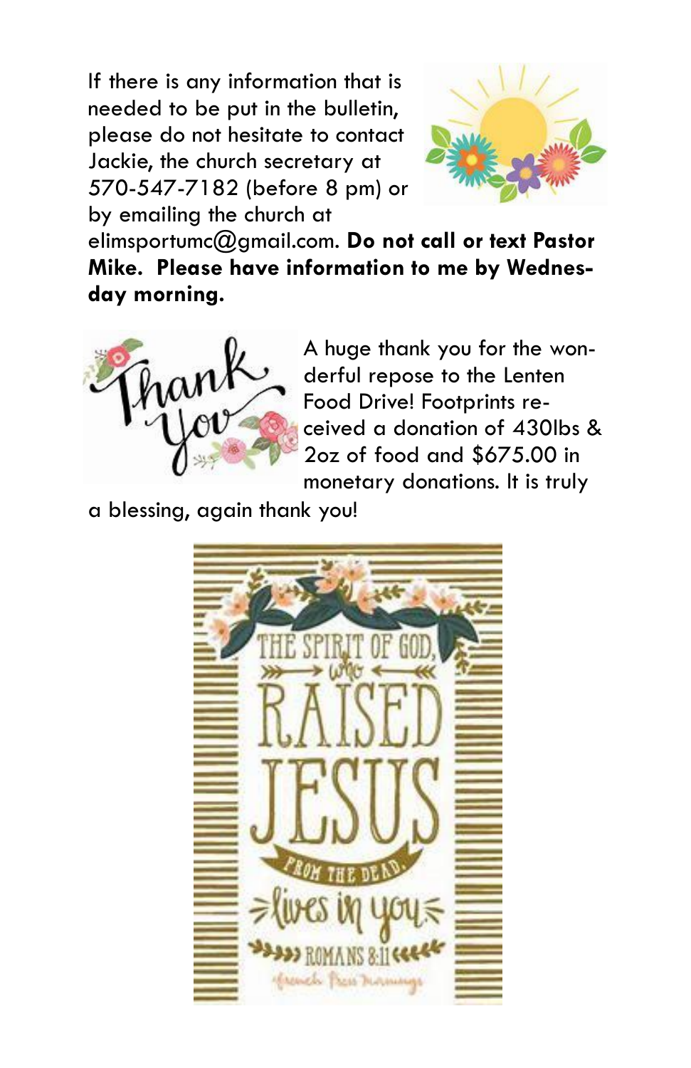If there is any information that is needed to be put in the bulletin, please do not hesitate to contact Jackie, the church secretary at 570-547-7182 (before 8 pm) or by emailing the church at elimsportumc@gmail.com. **Do not call or text Pastor Mike. Please have information to me by Wednesday morning.**

A huge thank you for the wonderful repose to the Lenten Food Drive! Footprints received a donation of 430lbs & 2oz of food and $675.00 in monetary donations. It is truly a blessing, again thank you!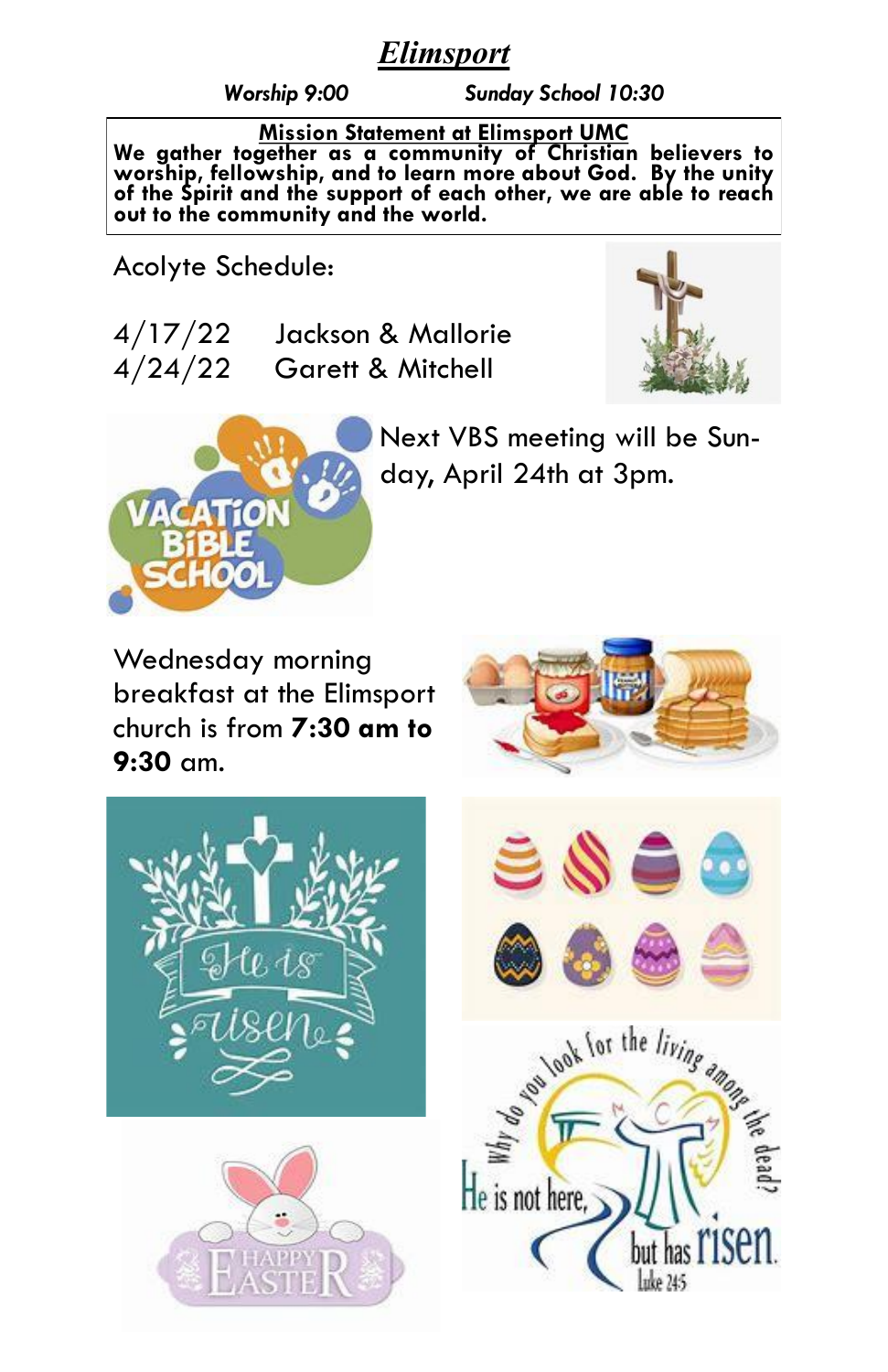# *Elimsport*

***Worship 9:00*** ***Sunday School 10:30***

**Mission Statement at Elimsport UMC**

**We gather together as a community of Christian believers to worship, fellowship, and to learn more about God. By the unity of the Spirit and the support of each other, we are able to reach out to the community and the world.**

Acolyte Schedule:

4/17/22 Jackson & Mallorie
4/24/22 Garett & Mitchell

Next VBS meeting will be Sunday, April 24th at 3pm.

Wednesday morning breakfast at the Elimsport church is from **7:30 am to 9:30** am.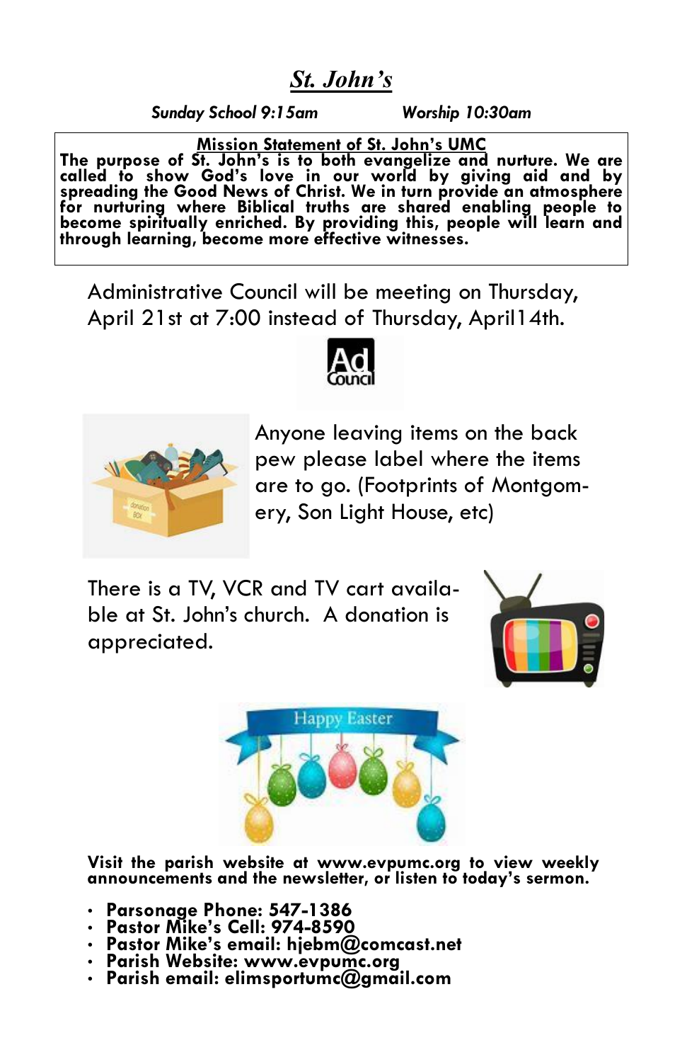# *St. John's*

***Sunday School 9:15am*** ***Worship 10:30am***

**Mission Statement of St. John's UMC**

**The purpose of St. John's is to both evangelize and nurture. We are called to show God's love in our world by giving aid and by spreading the Good News of Christ. We in turn provide an atmosphere for nurturing where Biblical truths are shared enabling people to become spiritually enriched. By providing this, people will learn and through learning, become more effective witnesses.**

Administrative Council will be meeting on Thursday, April 21st at 7:00 instead of Thursday, April14th.

Anyone leaving items on the back pew please label where the items are to go. (Footprints of Montgomery, Son Light House, etc)

There is a TV, VCR and TV cart available at St. John's church. A donation is appreciated.

**Visit the parish website at www.evpumc.org to view weekly announcements and the newsletter, or listen to today's sermon.**

- **Parsonage Phone: 547-1386**
- **Pastor Mike's Cell: 974-8590**
- **Pastor Mike's email: hjebm@comcast.net**
- **Parish Website: www.evpumc.org**
- **Parish email: elimsportumc@gmail.com**